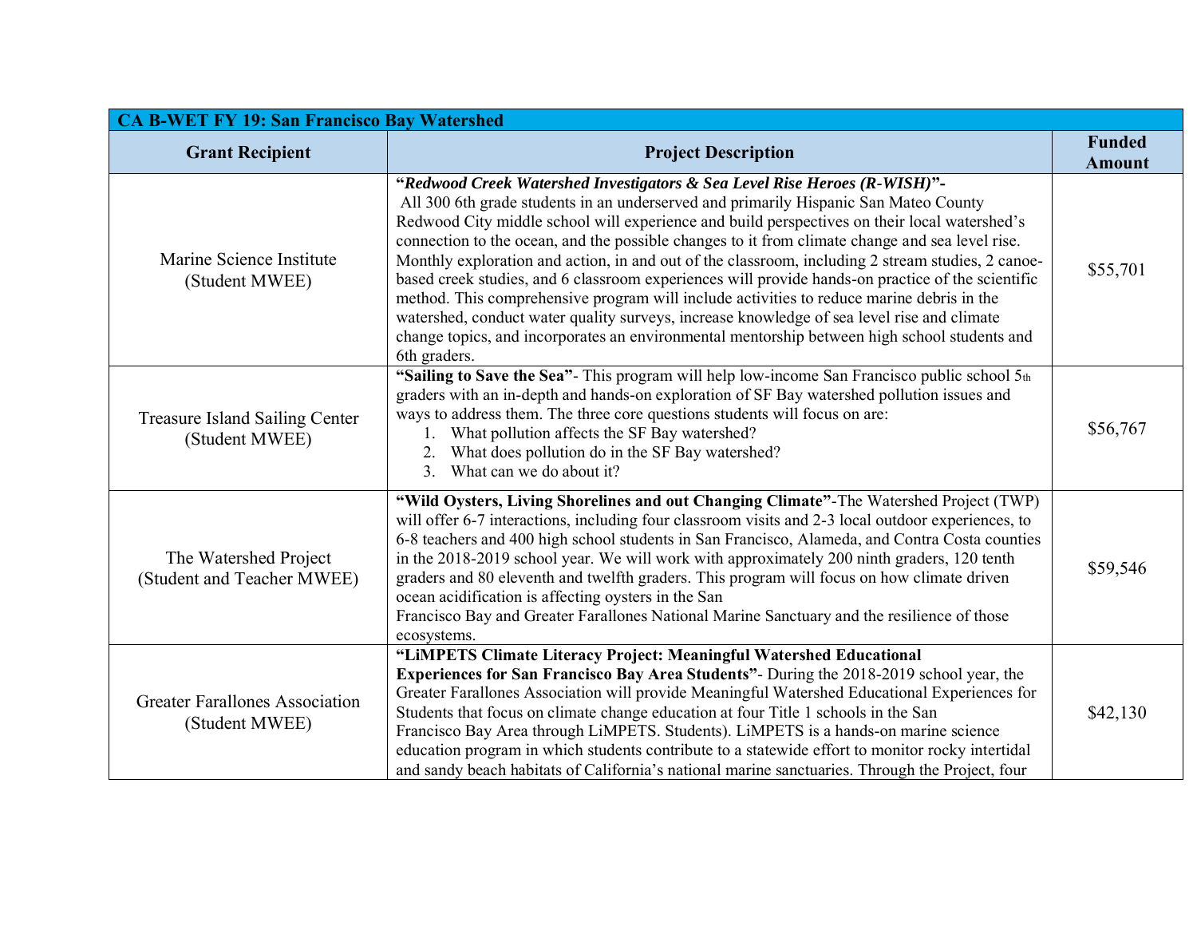| CA B-WET FY 19: San Francisco Bay Watershed | | |
|---|---|---|
| **Grant Recipient** | **Project Description** | **Funded Amount** |
| Marine Science Institute (Student MWEE) | **"*Redwood Creek Watershed Investigators & Sea Level Rise Heroes (R-WISH)*"-** All 300 6th grade students in an underserved and primarily Hispanic San Mateo County Redwood City middle school will experience and build perspectives on their local watershed's connection to the ocean, and the possible changes to it from climate change and sea level rise. Monthly exploration and action, in and out of the classroom, including 2 stream studies, 2 canoe-based creek studies, and 6 classroom experiences will provide hands-on practice of the scientific method. This comprehensive program will include activities to reduce marine debris in the watershed, conduct water quality surveys, increase knowledge of sea level rise and climate change topics, and incorporates an environmental mentorship between high school students and 6th graders. | $55,701 |
| Treasure Island Sailing Center (Student MWEE) | **"Sailing to Save the Sea"**- This program will help low-income San Francisco public school 5th graders with an in-depth and hands-on exploration of SF Bay watershed pollution issues and ways to address them. The three core questions students will focus on are: 1. What pollution affects the SF Bay watershed? 2. What does pollution do in the SF Bay watershed? 3. What can we do about it? | $56,767 |
| The Watershed Project (Student and Teacher MWEE) | **"Wild Oysters, Living Shorelines and out Changing Climate"**-The Watershed Project (TWP) will offer 6-7 interactions, including four classroom visits and 2-3 local outdoor experiences, to 6-8 teachers and 400 high school students in San Francisco, Alameda, and Contra Costa counties in the 2018-2019 school year. We will work with approximately 200 ninth graders, 120 tenth graders and 80 eleventh and twelfth graders. This program will focus on how climate driven ocean acidification is affecting oysters in the San Francisco Bay and Greater Farallones National Marine Sanctuary and the resilience of those ecosystems. | $59,546 |
| Greater Farallones Association (Student MWEE) | **"LiMPETS Climate Literacy Project: Meaningful Watershed Educational Experiences for San Francisco Bay Area Students"**- During the 2018-2019 school year, the Greater Farallones Association will provide Meaningful Watershed Educational Experiences for Students that focus on climate change education at four Title 1 schools in the San Francisco Bay Area through LiMPETS. Students). LiMPETS is a hands-on marine science education program in which students contribute to a statewide effort to monitor rocky intertidal and sandy beach habitats of California's national marine sanctuaries. Through the Project, four | $42,130 |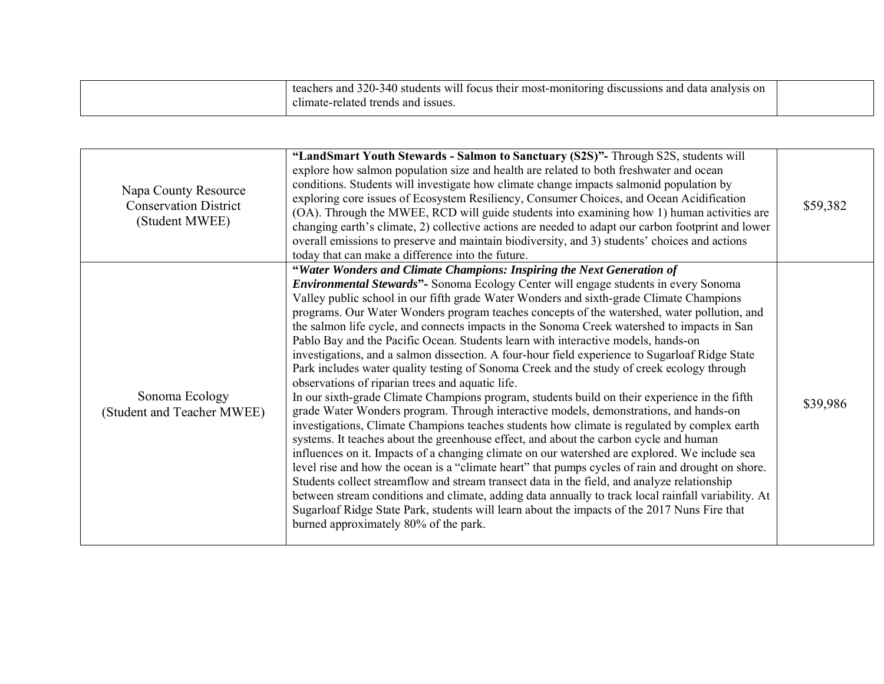| | | |
|---|---|---|
| | teachers and 320-340 students will focus their most-monitoring discussions and data analysis on climate-related trends and issues. | |

| | | |
|---|---|---|
| Napa County Resource Conservation District (Student MWEE) | **“LandSmart Youth Stewards - Salmon to Sanctuary (S2S)”-** Through S2S, students will explore how salmon population size and health are related to both freshwater and ocean conditions. Students will investigate how climate change impacts salmonid population by exploring core issues of Ecosystem Resiliency, Consumer Choices, and Ocean Acidification (OA). Through the MWEE, RCD will guide students into examining how 1) human activities are changing earth’s climate, 2) collective actions are needed to adapt our carbon footprint and lower overall emissions to preserve and maintain biodiversity, and 3) students’ choices and actions today that can make a difference into the future. | $59,382 |
| Sonoma Ecology (Student and Teacher MWEE) | **“*Water Wonders and Climate Champions: Inspiring the Next Generation of Environmental Stewards*”-** Sonoma Ecology Center will engage students in every Sonoma Valley public school in our fifth grade Water Wonders and sixth-grade Climate Champions programs. Our Water Wonders program teaches concepts of the watershed, water pollution, and the salmon life cycle, and connects impacts in the Sonoma Creek watershed to impacts in San Pablo Bay and the Pacific Ocean. Students learn with interactive models, hands-on investigations, and a salmon dissection. A four-hour field experience to Sugarloaf Ridge State Park includes water quality testing of Sonoma Creek and the study of creek ecology through observations of riparian trees and aquatic life.<br>In our sixth-grade Climate Champions program, students build on their experience in the fifth grade Water Wonders program. Through interactive models, demonstrations, and hands-on investigations, Climate Champions teaches students how climate is regulated by complex earth systems. It teaches about the greenhouse effect, and about the carbon cycle and human influences on it. Impacts of a changing climate on our watershed are explored. We include sea level rise and how the ocean is a “climate heart” that pumps cycles of rain and drought on shore. Students collect streamflow and stream transect data in the field, and analyze relationship between stream conditions and climate, adding data annually to track local rainfall variability. At Sugarloaf Ridge State Park, students will learn about the impacts of the 2017 Nuns Fire that burned approximately 80% of the park. | $39,986 |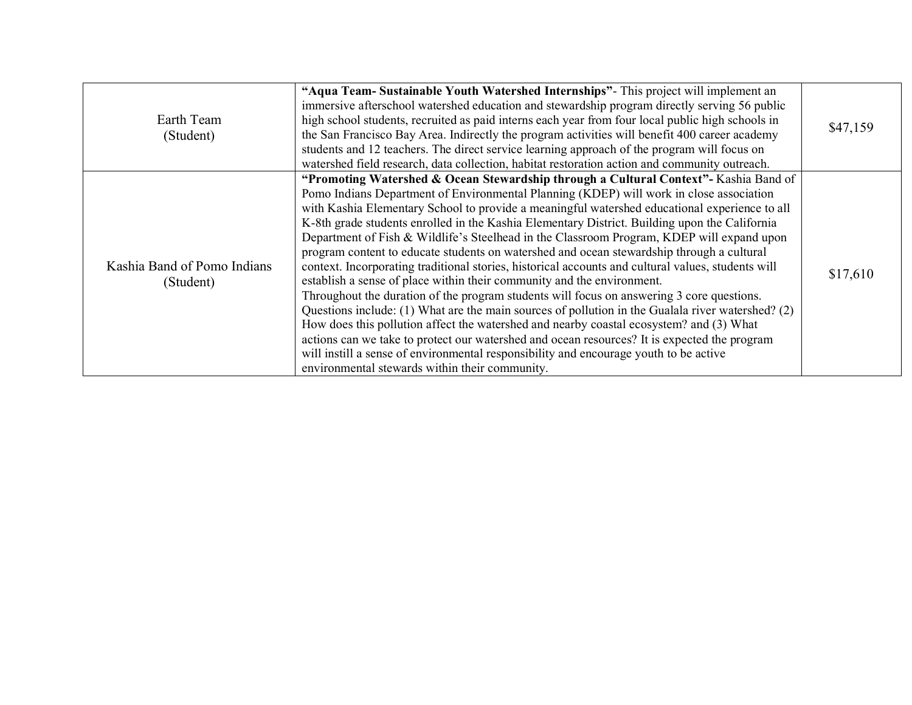| | | |
|---|---|---|
| Earth Team (Student) | **“Aqua Team- Sustainable Youth Watershed Internships”**- This project will implement an immersive afterschool watershed education and stewardship program directly serving 56 public high school students, recruited as paid interns each year from four local public high schools in the San Francisco Bay Area. Indirectly the program activities will benefit 400 career academy students and 12 teachers. The direct service learning approach of the program will focus on watershed field research, data collection, habitat restoration action and community outreach. | $47,159 |
| Kashia Band of Pomo Indians (Student) | **“Promoting Watershed & Ocean Stewardship through a Cultural Context”-** Kashia Band of Pomo Indians Department of Environmental Planning (KDEP) will work in close association with Kashia Elementary School to provide a meaningful watershed educational experience to all K-8th grade students enrolled in the Kashia Elementary District. Building upon the California Department of Fish & Wildlife’s Steelhead in the Classroom Program, KDEP will expand upon program content to educate students on watershed and ocean stewardship through a cultural context. Incorporating traditional stories, historical accounts and cultural values, students will establish a sense of place within their community and the environment. Throughout the duration of the program students will focus on answering 3 core questions. Questions include: (1) What are the main sources of pollution in the Gualala river watershed? (2) How does this pollution affect the watershed and nearby coastal ecosystem? and (3) What actions can we take to protect our watershed and ocean resources? It is expected the program will instill a sense of environmental responsibility and encourage youth to be active environmental stewards within their community. | $17,610 |